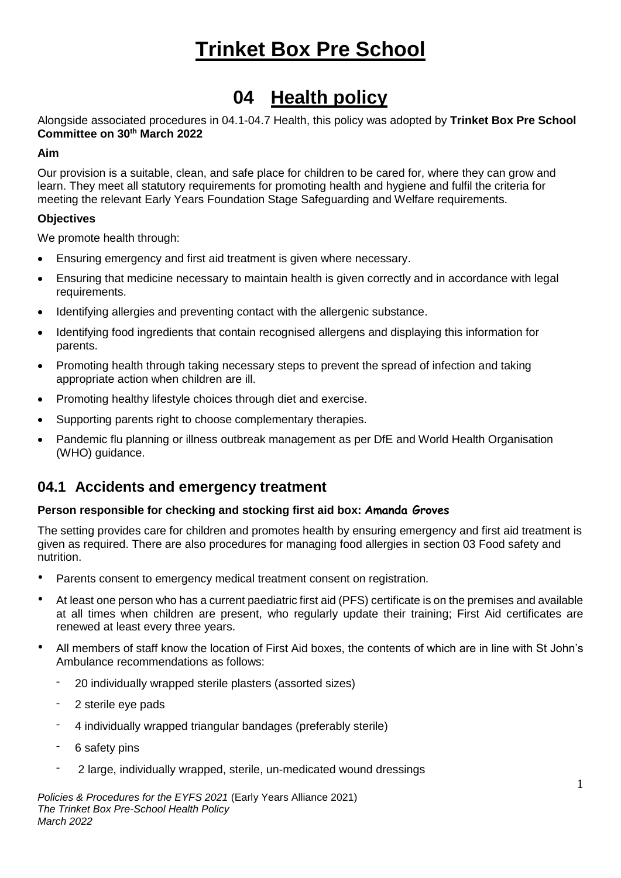# Trinket Box Pre School

# 04 Health policy

Alongside associated procedures in 04.1-04.7 Health, this policy was adopted by **Trinket Box Pre School Committee on 30th March 2022**

**Aim**

Our provision is a suitable, clean, and safe place for children to be cared for, where they can grow and learn. They meet all statutory requirements for promoting health and hygiene and fulfil the criteria for meeting the relevant Early Years Foundation Stage Safeguarding and Welfare requirements.

**Objectives**

We promote health through:

- Ensuring emergency and first aid treatment is given where necessary.
- Ensuring that medicine necessary to maintain health is given correctly and in accordance with legal requirements.
- Identifying allergies and preventing contact with the allergenic substance.
- Identifying food ingredients that contain recognised allergens and displaying this information for parents.
- Promoting health through taking necessary steps to prevent the spread of infection and taking appropriate action when children are ill.
- Promoting healthy lifestyle choices through diet and exercise.
- Supporting parents right to choose complementary therapies.
- Pandemic flu planning or illness outbreak management as per DfE and World Health Organisation (WHO) guidance.

## 04.1 Accidents and emergency treatment

**Person responsible for checking and stocking first aid box: Amanda Groves**

The setting provides care for children and promotes health by ensuring emergency and first aid treatment is given as required. There are also procedures for managing food allergies in section 03 Food safety and nutrition.

- Parents consent to emergency medical treatment consent on registration.
- At least one person who has a current paediatric first aid (PFS) certificate is on the premises and available at all times when children are present, who regularly update their training; First Aid certificates are renewed at least every three years.
- All members of staff know the location of First Aid boxes, the contents of which are in line with St John's Ambulance recommendations as follows:
  - 20 individually wrapped sterile plasters (assorted sizes)
  - 2 sterile eye pads
  - 4 individually wrapped triangular bandages (preferably sterile)
  - 6 safety pins
  - 2 large, individually wrapped, sterile, un-medicated wound dressings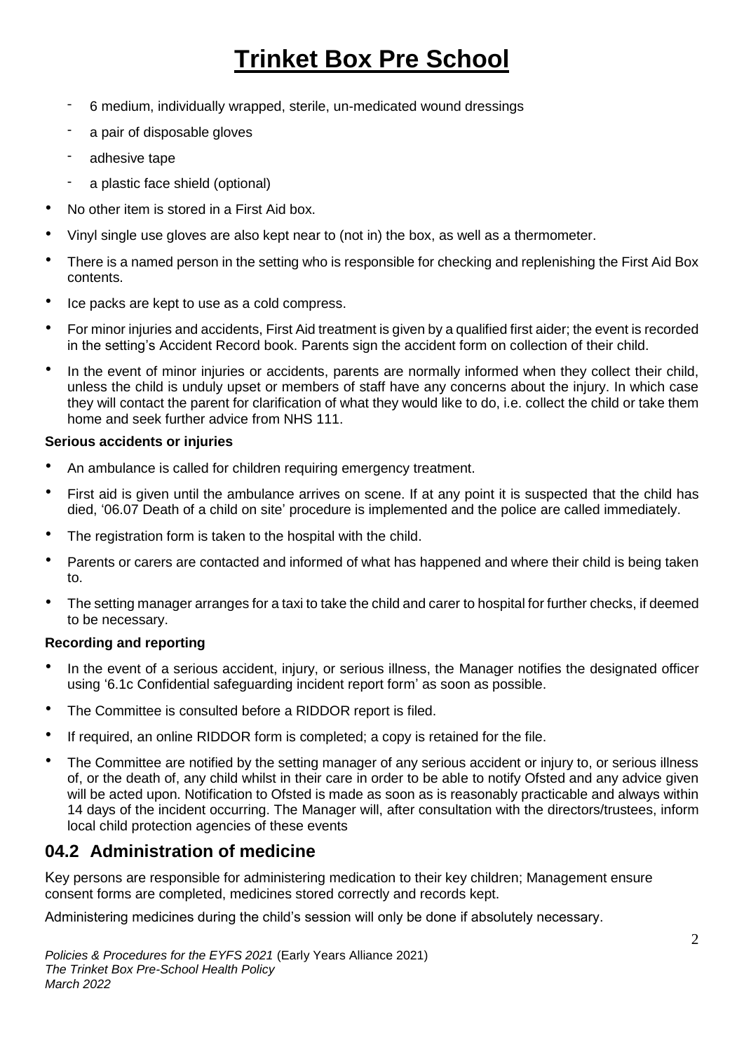- 6 medium, individually wrapped, sterile, un-medicated wound dressings
- a pair of disposable gloves
- adhesive tape
- a plastic face shield (optional)

- No other item is stored in a First Aid box.
- Vinyl single use gloves are also kept near to (not in) the box, as well as a thermometer.
- There is a named person in the setting who is responsible for checking and replenishing the First Aid Box contents.
- Ice packs are kept to use as a cold compress.
- For minor injuries and accidents, First Aid treatment is given by a qualified first aider; the event is recorded in the setting's Accident Record book. Parents sign the accident form on collection of their child.
- In the event of minor injuries or accidents, parents are normally informed when they collect their child, unless the child is unduly upset or members of staff have any concerns about the injury. In which case they will contact the parent for clarification of what they would like to do, i.e. collect the child or take them home and seek further advice from NHS 111.

**Serious accidents or injuries**

- An ambulance is called for children requiring emergency treatment.
- First aid is given until the ambulance arrives on scene. If at any point it is suspected that the child has died, '06.07 Death of a child on site' procedure is implemented and the police are called immediately.
- The registration form is taken to the hospital with the child.
- Parents or carers are contacted and informed of what has happened and where their child is being taken to.
- The setting manager arranges for a taxi to take the child and carer to hospital for further checks, if deemed to be necessary.

**Recording and reporting**

- In the event of a serious accident, injury, or serious illness, the Manager notifies the designated officer using '6.1c Confidential safeguarding incident report form' as soon as possible.
- The Committee is consulted before a RIDDOR report is filed.
- If required, an online RIDDOR form is completed; a copy is retained for the file.
- The Committee are notified by the setting manager of any serious accident or injury to, or serious illness of, or the death of, any child whilst in their care in order to be able to notify Ofsted and any advice given will be acted upon. Notification to Ofsted is made as soon as is reasonably practicable and always within 14 days of the incident occurring. The Manager will, after consultation with the directors/trustees, inform local child protection agencies of these events

## 04.2 Administration of medicine

Key persons are responsible for administering medication to their key children; Management ensure consent forms are completed, medicines stored correctly and records kept.

Administering medicines during the child's session will only be done if absolutely necessary.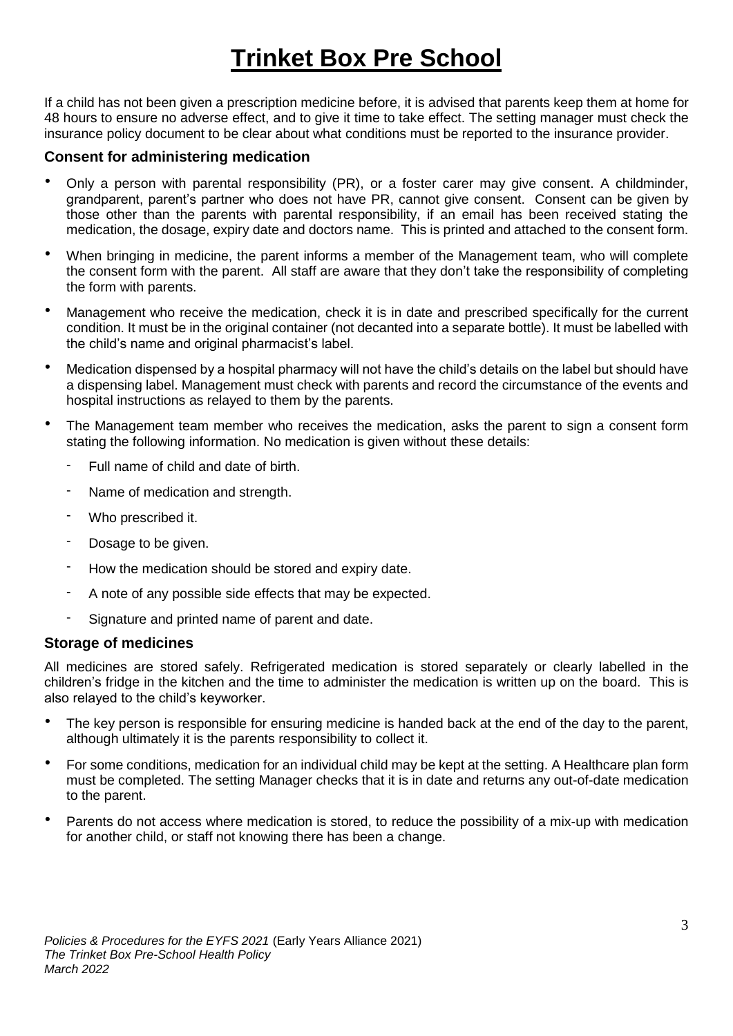# Trinket Box Pre School

If a child has not been given a prescription medicine before, it is advised that parents keep them at home for 48 hours to ensure no adverse effect, and to give it time to take effect. The setting manager must check the insurance policy document to be clear about what conditions must be reported to the insurance provider.

### Consent for administering medication

- Only a person with parental responsibility (PR), or a foster carer may give consent. A childminder, grandparent, parent's partner who does not have PR, cannot give consent. Consent can be given by those other than the parents with parental responsibility, if an email has been received stating the medication, the dosage, expiry date and doctors name. This is printed and attached to the consent form.
- When bringing in medicine, the parent informs a member of the Management team, who will complete the consent form with the parent. All staff are aware that they don't take the responsibility of completing the form with parents.
- Management who receive the medication, check it is in date and prescribed specifically for the current condition. It must be in the original container (not decanted into a separate bottle). It must be labelled with the child's name and original pharmacist's label.
- Medication dispensed by a hospital pharmacy will not have the child's details on the label but should have a dispensing label. Management must check with parents and record the circumstance of the events and hospital instructions as relayed to them by the parents.
- The Management team member who receives the medication, asks the parent to sign a consent form stating the following information. No medication is given without these details:
  - Full name of child and date of birth.
  - Name of medication and strength.
  - Who prescribed it.
  - Dosage to be given.
  - How the medication should be stored and expiry date.
  - A note of any possible side effects that may be expected.
  - Signature and printed name of parent and date.

### Storage of medicines

All medicines are stored safely. Refrigerated medication is stored separately or clearly labelled in the children's fridge in the kitchen and the time to administer the medication is written up on the board. This is also relayed to the child's keyworker.

- The key person is responsible for ensuring medicine is handed back at the end of the day to the parent, although ultimately it is the parents responsibility to collect it.
- For some conditions, medication for an individual child may be kept at the setting. A Healthcare plan form must be completed. The setting Manager checks that it is in date and returns any out-of-date medication to the parent.
- Parents do not access where medication is stored, to reduce the possibility of a mix-up with medication for another child, or staff not knowing there has been a change.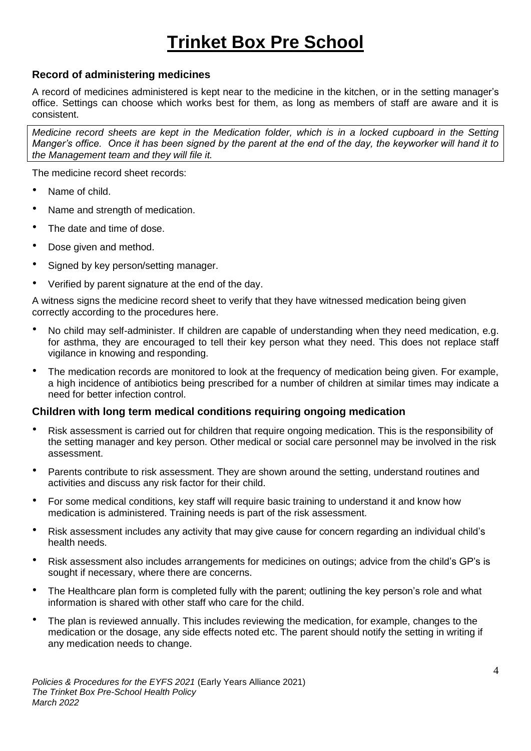# Trinket Box Pre School

### Record of administering medicines

A record of medicines administered is kept near to the medicine in the kitchen, or in the setting manager's office. Settings can choose which works best for them, as long as members of staff are aware and it is consistent.

*Medicine record sheets are kept in the Medication folder, which is in a locked cupboard in the Setting Manger's office. Once it has been signed by the parent at the end of the day, the keyworker will hand it to the Management team and they will file it.*

The medicine record sheet records:

- Name of child.
- Name and strength of medication.
- The date and time of dose.
- Dose given and method.
- Signed by key person/setting manager.
- Verified by parent signature at the end of the day.

A witness signs the medicine record sheet to verify that they have witnessed medication being given correctly according to the procedures here.

- No child may self-administer. If children are capable of understanding when they need medication, e.g. for asthma, they are encouraged to tell their key person what they need. This does not replace staff vigilance in knowing and responding.
- The medication records are monitored to look at the frequency of medication being given. For example, a high incidence of antibiotics being prescribed for a number of children at similar times may indicate a need for better infection control.

### Children with long term medical conditions requiring ongoing medication

- Risk assessment is carried out for children that require ongoing medication. This is the responsibility of the setting manager and key person. Other medical or social care personnel may be involved in the risk assessment.
- Parents contribute to risk assessment. They are shown around the setting, understand routines and activities and discuss any risk factor for their child.
- For some medical conditions, key staff will require basic training to understand it and know how medication is administered. Training needs is part of the risk assessment.
- Risk assessment includes any activity that may give cause for concern regarding an individual child's health needs.
- Risk assessment also includes arrangements for medicines on outings; advice from the child's GP's is sought if necessary, where there are concerns.
- The Healthcare plan form is completed fully with the parent; outlining the key person's role and what information is shared with other staff who care for the child.
- The plan is reviewed annually. This includes reviewing the medication, for example, changes to the medication or the dosage, any side effects noted etc. The parent should notify the setting in writing if any medication needs to change.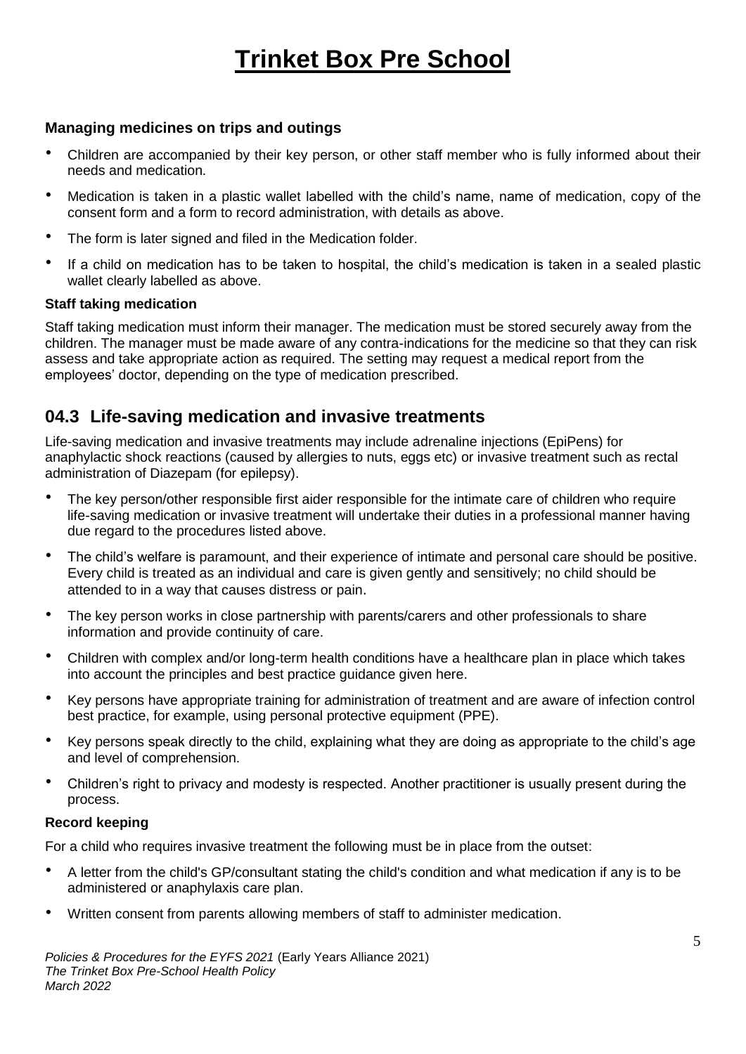# Trinket Box Pre School

### Managing medicines on trips and outings

- Children are accompanied by their key person, or other staff member who is fully informed about their needs and medication.
- Medication is taken in a plastic wallet labelled with the child's name, name of medication, copy of the consent form and a form to record administration, with details as above.
- The form is later signed and filed in the Medication folder.
- If a child on medication has to be taken to hospital, the child's medication is taken in a sealed plastic wallet clearly labelled as above.

#### Staff taking medication

Staff taking medication must inform their manager. The medication must be stored securely away from the children. The manager must be made aware of any contra-indications for the medicine so that they can risk assess and take appropriate action as required. The setting may request a medical report from the employees' doctor, depending on the type of medication prescribed.

## 04.3 Life-saving medication and invasive treatments

Life-saving medication and invasive treatments may include adrenaline injections (EpiPens) for anaphylactic shock reactions (caused by allergies to nuts, eggs etc) or invasive treatment such as rectal administration of Diazepam (for epilepsy).

- The key person/other responsible first aider responsible for the intimate care of children who require life-saving medication or invasive treatment will undertake their duties in a professional manner having due regard to the procedures listed above.
- The child's welfare is paramount, and their experience of intimate and personal care should be positive. Every child is treated as an individual and care is given gently and sensitively; no child should be attended to in a way that causes distress or pain.
- The key person works in close partnership with parents/carers and other professionals to share information and provide continuity of care.
- Children with complex and/or long-term health conditions have a healthcare plan in place which takes into account the principles and best practice guidance given here.
- Key persons have appropriate training for administration of treatment and are aware of infection control best practice, for example, using personal protective equipment (PPE).
- Key persons speak directly to the child, explaining what they are doing as appropriate to the child's age and level of comprehension.
- Children's right to privacy and modesty is respected. Another practitioner is usually present during the process.

#### Record keeping

For a child who requires invasive treatment the following must be in place from the outset:

- A letter from the child's GP/consultant stating the child's condition and what medication if any is to be administered or anaphylaxis care plan.
- Written consent from parents allowing members of staff to administer medication.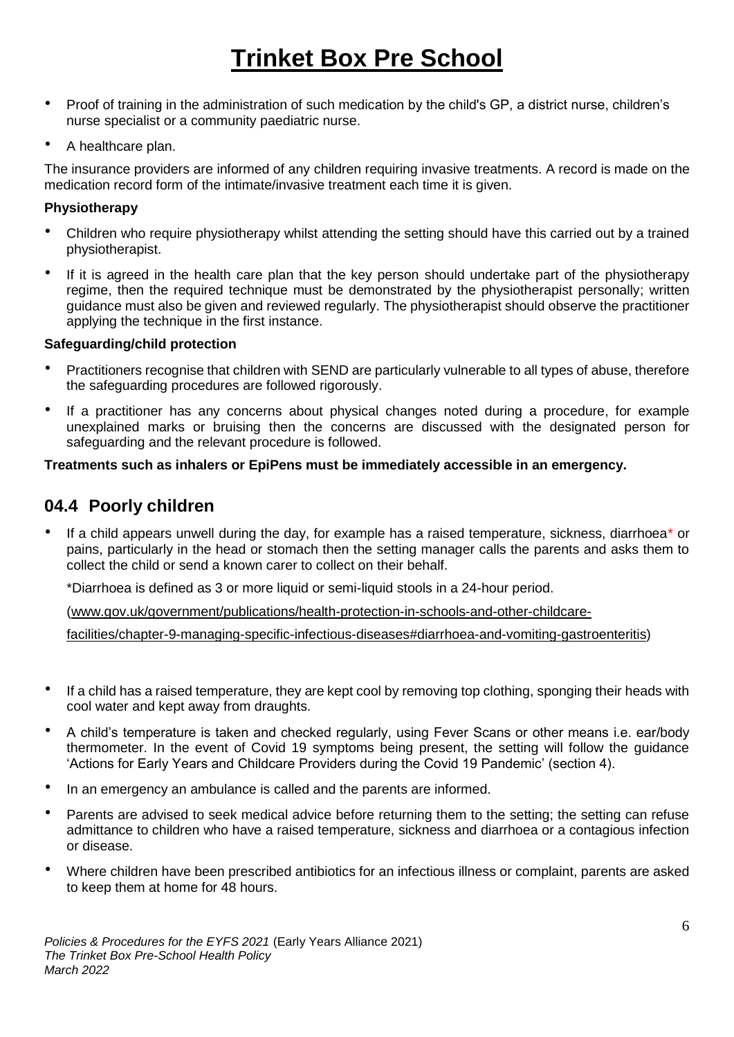- Proof of training in the administration of such medication by the child's GP, a district nurse, children's nurse specialist or a community paediatric nurse.
- A healthcare plan.

The insurance providers are informed of any children requiring invasive treatments. A record is made on the medication record form of the intimate/invasive treatment each time it is given.

**Physiotherapy**

- Children who require physiotherapy whilst attending the setting should have this carried out by a trained physiotherapist.
- If it is agreed in the health care plan that the key person should undertake part of the physiotherapy regime, then the required technique must be demonstrated by the physiotherapist personally; written guidance must also be given and reviewed regularly. The physiotherapist should observe the practitioner applying the technique in the first instance.

**Safeguarding/child protection**

- Practitioners recognise that children with SEND are particularly vulnerable to all types of abuse, therefore the safeguarding procedures are followed rigorously.
- If a practitioner has any concerns about physical changes noted during a procedure, for example unexplained marks or bruising then the concerns are discussed with the designated person for safeguarding and the relevant procedure is followed.

**Treatments such as inhalers or EpiPens must be immediately accessible in an emergency.**

## 04.4 Poorly children

- If a child appears unwell during the day, for example has a raised temperature, sickness, diarrhoea* or pains, particularly in the head or stomach then the setting manager calls the parents and asks them to collect the child or send a known carer to collect on their behalf.

  *Diarrhoea is defined as 3 or more liquid or semi-liquid stools in a 24-hour period.

  (www.gov.uk/government/publications/health-protection-in-schools-and-other-childcare-facilities/chapter-9-managing-specific-infectious-diseases#diarrhoea-and-vomiting-gastroenteritis)

- If a child has a raised temperature, they are kept cool by removing top clothing, sponging their heads with cool water and kept away from draughts.
- A child's temperature is taken and checked regularly, using Fever Scans or other means i.e. ear/body thermometer. In the event of Covid 19 symptoms being present, the setting will follow the guidance 'Actions for Early Years and Childcare Providers during the Covid 19 Pandemic' (section 4).
- In an emergency an ambulance is called and the parents are informed.
- Parents are advised to seek medical advice before returning them to the setting; the setting can refuse admittance to children who have a raised temperature, sickness and diarrhoea or a contagious infection or disease.
- Where children have been prescribed antibiotics for an infectious illness or complaint, parents are asked to keep them at home for 48 hours.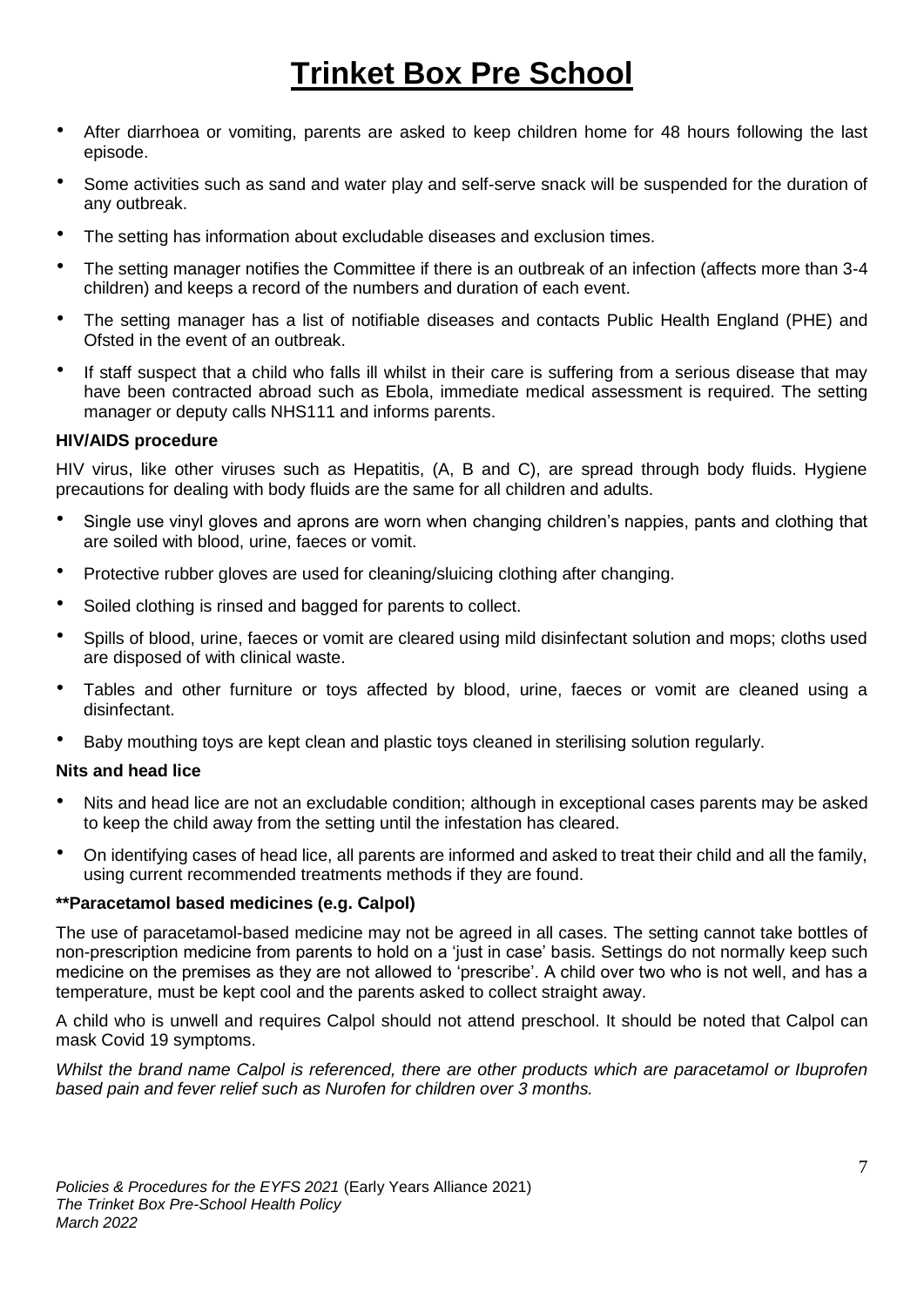# Trinket Box Pre School

- After diarrhoea or vomiting, parents are asked to keep children home for 48 hours following the last episode.
- Some activities such as sand and water play and self-serve snack will be suspended for the duration of any outbreak.
- The setting has information about excludable diseases and exclusion times.
- The setting manager notifies the Committee if there is an outbreak of an infection (affects more than 3-4 children) and keeps a record of the numbers and duration of each event.
- The setting manager has a list of notifiable diseases and contacts Public Health England (PHE) and Ofsted in the event of an outbreak.
- If staff suspect that a child who falls ill whilst in their care is suffering from a serious disease that may have been contracted abroad such as Ebola, immediate medical assessment is required. The setting manager or deputy calls NHS111 and informs parents.

**HIV/AIDS procedure**

HIV virus, like other viruses such as Hepatitis, (A, B and C), are spread through body fluids. Hygiene precautions for dealing with body fluids are the same for all children and adults.

- Single use vinyl gloves and aprons are worn when changing children's nappies, pants and clothing that are soiled with blood, urine, faeces or vomit.
- Protective rubber gloves are used for cleaning/sluicing clothing after changing.
- Soiled clothing is rinsed and bagged for parents to collect.
- Spills of blood, urine, faeces or vomit are cleared using mild disinfectant solution and mops; cloths used are disposed of with clinical waste.
- Tables and other furniture or toys affected by blood, urine, faeces or vomit are cleaned using a disinfectant.
- Baby mouthing toys are kept clean and plastic toys cleaned in sterilising solution regularly.

**Nits and head lice**

- Nits and head lice are not an excludable condition; although in exceptional cases parents may be asked to keep the child away from the setting until the infestation has cleared.
- On identifying cases of head lice, all parents are informed and asked to treat their child and all the family, using current recommended treatments methods if they are found.

**\*\*Paracetamol based medicines (e.g. Calpol)**

The use of paracetamol-based medicine may not be agreed in all cases. The setting cannot take bottles of non-prescription medicine from parents to hold on a 'just in case' basis. Settings do not normally keep such medicine on the premises as they are not allowed to 'prescribe'. A child over two who is not well, and has a temperature, must be kept cool and the parents asked to collect straight away.

A child who is unwell and requires Calpol should not attend preschool. It should be noted that Calpol can mask Covid 19 symptoms.

*Whilst the brand name Calpol is referenced, there are other products which are paracetamol or Ibuprofen based pain and fever relief such as Nurofen for children over 3 months.*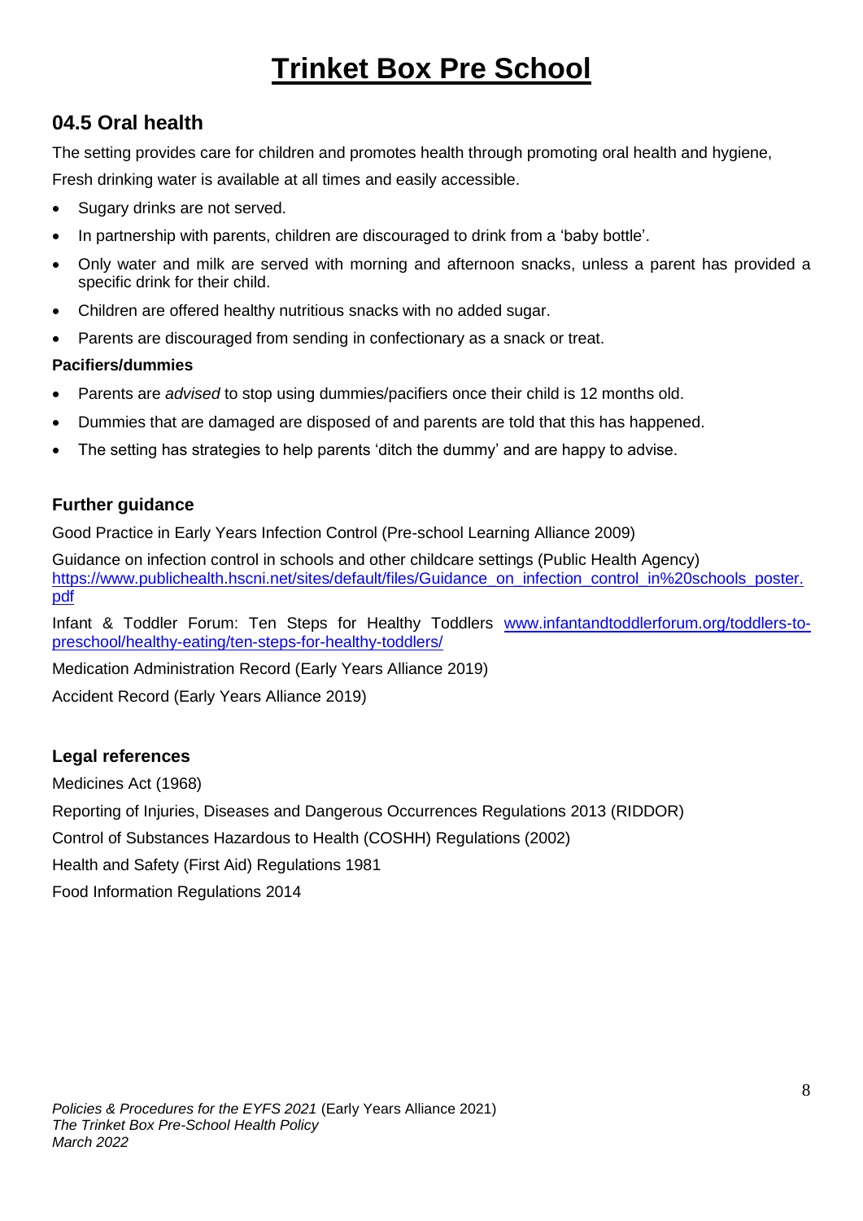# Trinket Box Pre School

## 04.5 Oral health

The setting provides care for children and promotes health through promoting oral health and hygiene,

Fresh drinking water is available at all times and easily accessible.

- Sugary drinks are not served.
- In partnership with parents, children are discouraged to drink from a 'baby bottle'.
- Only water and milk are served with morning and afternoon snacks, unless a parent has provided a specific drink for their child.
- Children are offered healthy nutritious snacks with no added sugar.
- Parents are discouraged from sending in confectionary as a snack or treat.

**Pacifiers/dummies**

- Parents are *advised* to stop using dummies/pacifiers once their child is 12 months old.
- Dummies that are damaged are disposed of and parents are told that this has happened.
- The setting has strategies to help parents 'ditch the dummy' and are happy to advise.

### Further guidance

Good Practice in Early Years Infection Control (Pre-school Learning Alliance 2009)

Guidance on infection control in schools and other childcare settings (Public Health Agency) https://www.publichealth.hscni.net/sites/default/files/Guidance_on_infection_control_in%20schools_poster.pdf

Infant & Toddler Forum: Ten Steps for Healthy Toddlers www.infantandtoddlerforum.org/toddlers-to-preschool/healthy-eating/ten-steps-for-healthy-toddlers/

Medication Administration Record (Early Years Alliance 2019)

Accident Record (Early Years Alliance 2019)

### Legal references

Medicines Act (1968)

Reporting of Injuries, Diseases and Dangerous Occurrences Regulations 2013 (RIDDOR)

Control of Substances Hazardous to Health (COSHH) Regulations (2002)

Health and Safety (First Aid) Regulations 1981

Food Information Regulations 2014

*Policies & Procedures for the EYFS 2021* (Early Years Alliance 2021)
*The Trinket Box Pre-School Health Policy*
*March 2022*